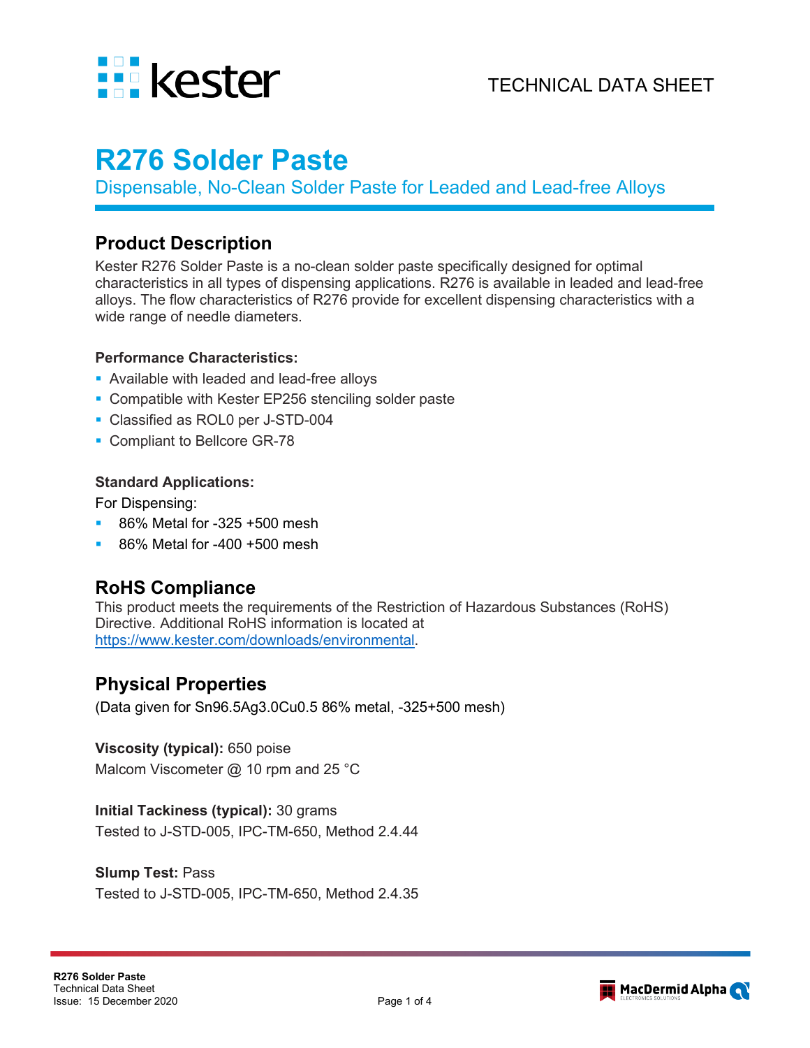TECHNICAL DATA SHEET

# R276 Solder Paste

Dispensable, No-Clean Solder Paste for Leaded and Lead-free Alloys

## Product Description

Kester R276 Solder Paste is a no-clean solder paste specifically designed for optimal characteristics in all types of dispensing applications. R276 is available in leaded and lead-free alloys. The flow characteristics of R276 provide for excellent dispensing characteristics with a wide range of needle diameters.

### Performance Characteristics:

- Available with leaded and lead-free alloys
- Compatible with Kester EP256 stenciling solder paste
- Classified as ROL0 per J-STD-004
- Compliant to Bellcore GR-78

### Standard Applications:

For Dispensing:

- 86% Metal for -325 +500 mesh
- 86% Metal for -400 +500 mesh

## RoHS Compliance

This product meets the requirements of the Restriction of Hazardous Substances (RoHS) Directive. Additional RoHS information is located at https://www.kester.com/downloads/environmental.

## Physical Properties

(Data given for Sn96.5Ag3.0Cu0.5 86% metal, -325+500 mesh)

**Viscosity (typical):** 650 poise
Malcom Viscometer @ 10 rpm and 25 °C

**Initial Tackiness (typical):** 30 grams
Tested to J-STD-005, IPC-TM-650, Method 2.4.44

**Slump Test:** Pass
Tested to J-STD-005, IPC-TM-650, Method 2.4.35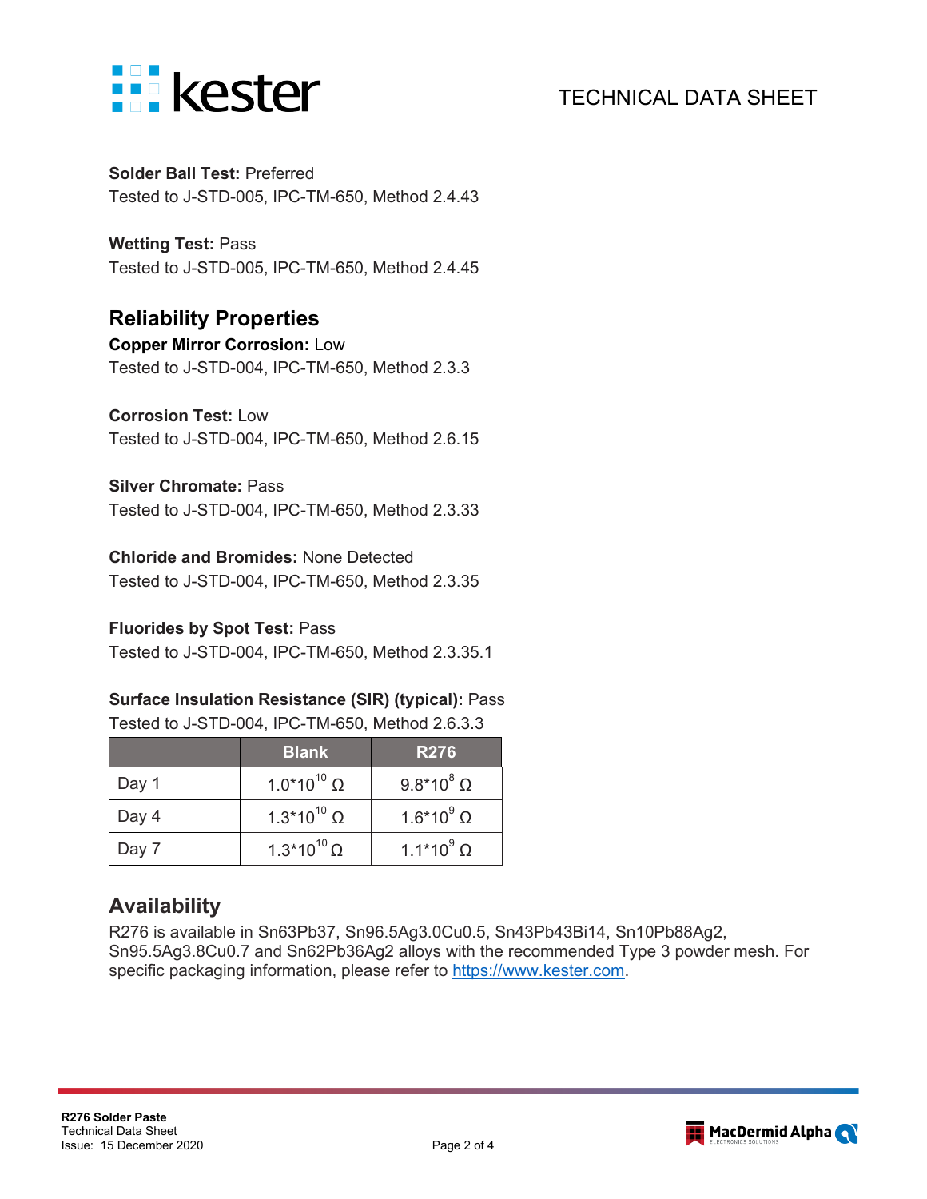**Solder Ball Test:** Preferred
Tested to J-STD-005, IPC-TM-650, Method 2.4.43

**Wetting Test:** Pass
Tested to J-STD-005, IPC-TM-650, Method 2.4.45

## Reliability Properties

**Copper Mirror Corrosion:** Low
Tested to J-STD-004, IPC-TM-650, Method 2.3.3

**Corrosion Test:** Low
Tested to J-STD-004, IPC-TM-650, Method 2.6.15

**Silver Chromate:** Pass
Tested to J-STD-004, IPC-TM-650, Method 2.3.33

**Chloride and Bromides:** None Detected
Tested to J-STD-004, IPC-TM-650, Method 2.3.35

**Fluorides by Spot Test:** Pass
Tested to J-STD-004, IPC-TM-650, Method 2.3.35.1

**Surface Insulation Resistance (SIR) (typical):** Pass
Tested to J-STD-004, IPC-TM-650, Method 2.6.3.3

| | Blank | R276 |
|---|---|---|
| Day 1 | $1.0*10^{10}$ Ω | $9.8*10^{8}$ Ω |
| Day 4 | $1.3*10^{10}$ Ω | $1.6*10^{9}$ Ω |
| Day 7 | $1.3*10^{10}$ Ω | $1.1*10^{9}$ Ω |

## Availability

R276 is available in Sn63Pb37, Sn96.5Ag3.0Cu0.5, Sn43Pb43Bi14, Sn10Pb88Ag2, Sn95.5Ag3.8Cu0.7 and Sn62Pb36Ag2 alloys with the recommended Type 3 powder mesh. For specific packaging information, please refer to https://www.kester.com.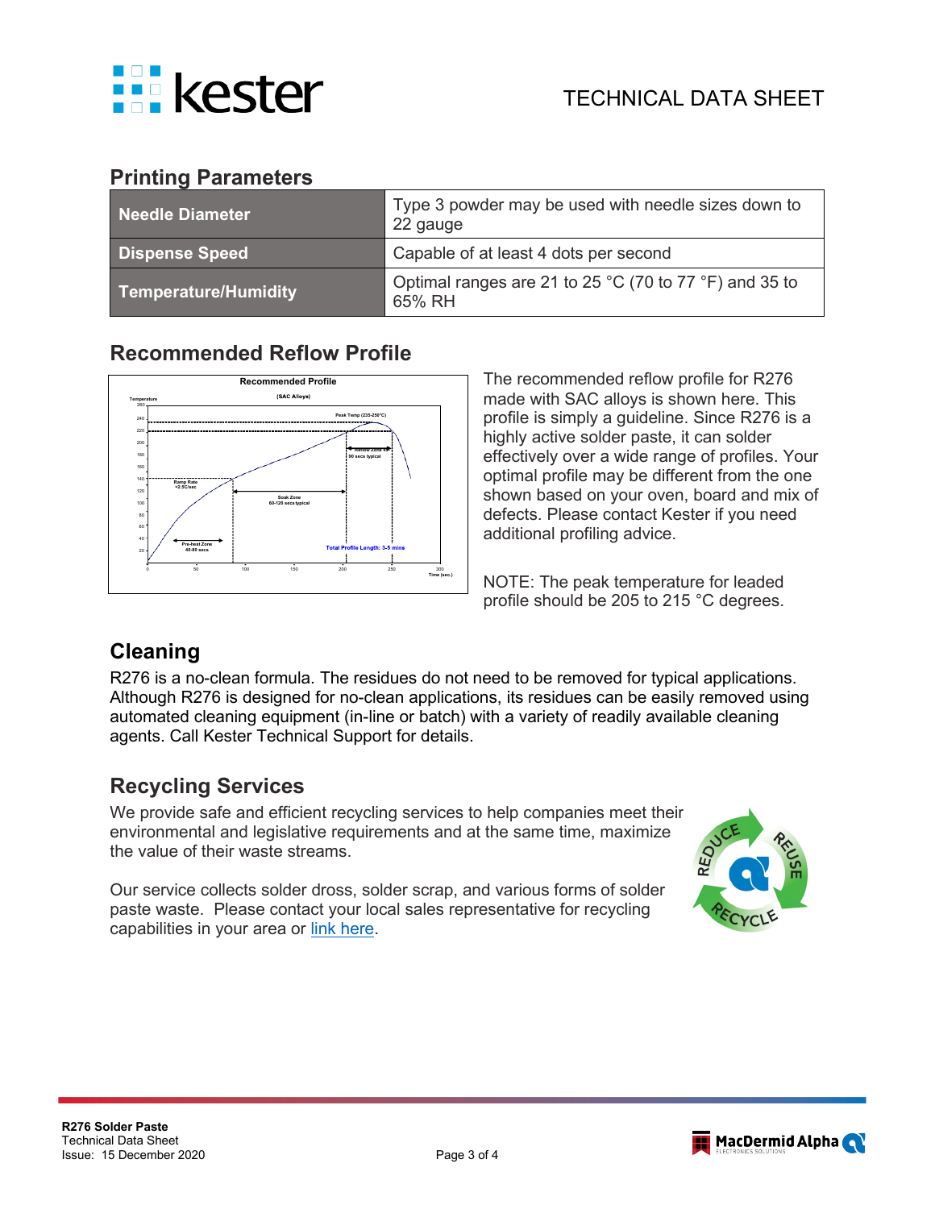## Printing Parameters

| | |
|---|---|
| **Needle Diameter** | Type 3 powder may be used with needle sizes down to 22 gauge |
| **Dispense Speed** | Capable of at least 4 dots per second |
| **Temperature/Humidity** | Optimal ranges are 21 to 25 °C (70 to 77 °F) and 35 to 65% RH |

## Recommended Reflow Profile

The recommended reflow profile for R276 made with SAC alloys is shown here. This profile is simply a guideline. Since R276 is a highly active solder paste, it can solder effectively over a wide range of profiles. Your optimal profile may be different from the one shown based on your oven, board and mix of defects. Please contact Kester if you need additional profiling advice.

NOTE: The peak temperature for leaded profile should be 205 to 215 °C degrees.

## Cleaning

R276 is a no-clean formula. The residues do not need to be removed for typical applications. Although R276 is designed for no-clean applications, its residues can be easily removed using automated cleaning equipment (in-line or batch) with a variety of readily available cleaning agents. Call Kester Technical Support for details.

## Recycling Services

We provide safe and efficient recycling services to help companies meet their environmental and legislative requirements and at the same time, maximize the value of their waste streams.

Our service collects solder dross, solder scrap, and various forms of solder paste waste. Please contact your local sales representative for recycling capabilities in your area or link here.

**R276 Solder Paste**
Technical Data Sheet
Issue: 15 December 2020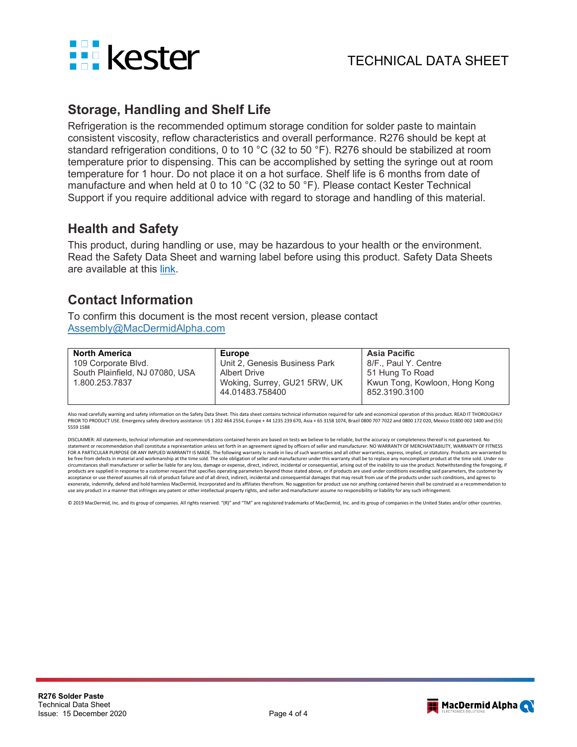## Storage, Handling and Shelf Life

Refrigeration is the recommended optimum storage condition for solder paste to maintain consistent viscosity, reflow characteristics and overall performance. R276 should be kept at standard refrigeration conditions, 0 to 10 °C (32 to 50 °F). R276 should be stabilized at room temperature prior to dispensing. This can be accomplished by setting the syringe out at room temperature for 1 hour. Do not place it on a hot surface. Shelf life is 6 months from date of manufacture and when held at 0 to 10 °C (32 to 50 °F). Please contact Kester Technical Support if you require additional advice with regard to storage and handling of this material.

## Health and Safety

This product, during handling or use, may be hazardous to your health or the environment. Read the Safety Data Sheet and warning label before using this product. Safety Data Sheets are available at this link.

## Contact Information

To confirm this document is the most recent version, please contact Assembly@MacDermidAlpha.com

| North America | Europe | Asia Pacific |
|---|---|---|
| 109 Corporate Blvd.<br>South Plainfield, NJ 07080, USA<br>1.800.253.7837 | Unit 2, Genesis Business Park<br>Albert Drive<br>Woking, Surrey, GU21 5RW, UK<br>44.01483.758400 | 8/F., Paul Y. Centre<br>51 Hung To Road<br>Kwun Tong, Kowloon, Hong Kong<br>852.3190.3100 |

Also read carefully warning and safety information on the Safety Data Sheet. This data sheet contains technical information required for safe and economical operation of this product. READ IT THOROUGHLY PRIOR TO PRODUCT USE. Emergency safety directory assistance: US 1 202 464 2554, Europe + 44 1235 239 670, Asia + 65 3158 1074, Brazil 0800 707 7022 and 0800 172 020, Mexico 01800 002 1400 and (55) 5559 1588

DISCLAIMER: All statements, technical information and recommendations contained herein are based on tests we believe to be reliable, but the accuracy or completeness thereof is not guaranteed. No statement or recommendation shall constitute a representation unless set forth in an agreement signed by officers of seller and manufacturer. NO WARRANTY OF MERCHANTABILITY, WARRANTY OF FITNESS FOR A PARTICULAR PURPOSE OR ANY IMPLIED WARRANTY IS MADE. The following warranty is made in lieu of such warranties and all other warranties, express, implied, or statutory. Products are warranted to be free from defects in material and workmanship at the time sold. The sole obligation of seller and manufacturer under this warranty shall be to replace any noncompliant product at the time sold. Under no circumstances shall manufacturer or seller be liable for any loss, damage or expense, direct, indirect, incidental or consequential, arising out of the inability to use the product. Notwithstanding the foregoing, if products are supplied in response to a customer request that specifies operating parameters beyond those stated above, or if products are used under conditions exceeding said parameters, the customer by acceptance or use thereof assumes all risk of product failure and of all direct, indirect, incidental and consequential damages that may result from use of the products under such conditions, and agrees to exonerate, indemnify, defend and hold harmless MacDermid, Incorporated and its affiliates therefrom. No suggestion for product use nor anything contained herein shall be construed as a recommendation to use any product in a manner that infringes any patent or other intellectual property rights, and seller and manufacturer assume no responsibility or liability for any such infringement.

© 2019 MacDermid, Inc. and its group of companies. All rights reserved. "(R)" and "TM" are registered trademarks of MacDermid, Inc. and its group of companies in the United States and/or other countries.